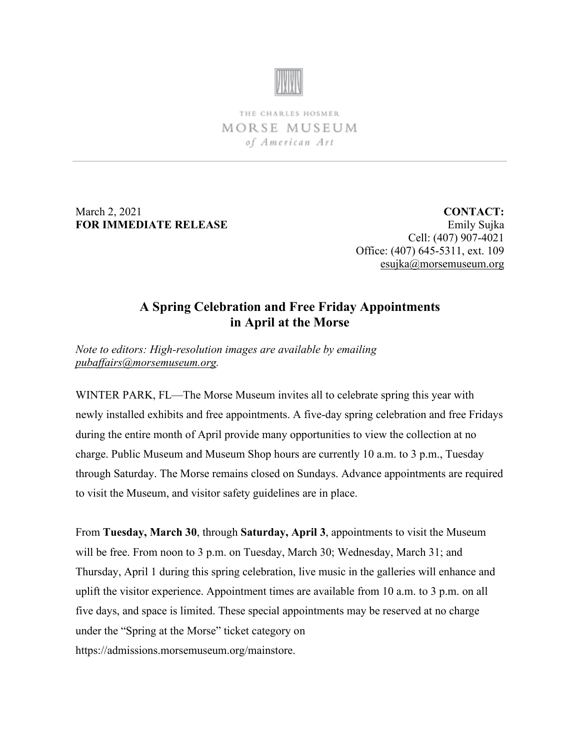THE CHARLES HOSMER
MORSE MUSEUM
*of American Art*

March 2, 2021
**FOR IMMEDIATE RELEASE**

**CONTACT:**
Emily Sujka
Cell: (407) 907-4021
Office: (407) 645-5311, ext. 109
esujka@morsemuseum.org

# A Spring Celebration and Free Friday Appointments in April at the Morse

*Note to editors: High-resolution images are available by emailing pubaffairs@morsemuseum.org.*

WINTER PARK, FL—The Morse Museum invites all to celebrate spring this year with newly installed exhibits and free appointments. A five-day spring celebration and free Fridays during the entire month of April provide many opportunities to view the collection at no charge. Public Museum and Museum Shop hours are currently 10 a.m. to 3 p.m., Tuesday through Saturday. The Morse remains closed on Sundays. Advance appointments are required to visit the Museum, and visitor safety guidelines are in place.

From **Tuesday, March 30**, through **Saturday, April 3**, appointments to visit the Museum will be free. From noon to 3 p.m. on Tuesday, March 30; Wednesday, March 31; and Thursday, April 1 during this spring celebration, live music in the galleries will enhance and uplift the visitor experience. Appointment times are available from 10 a.m. to 3 p.m. on all five days, and space is limited. These special appointments may be reserved at no charge under the "Spring at the Morse" ticket category on https://admissions.morsemuseum.org/mainstore.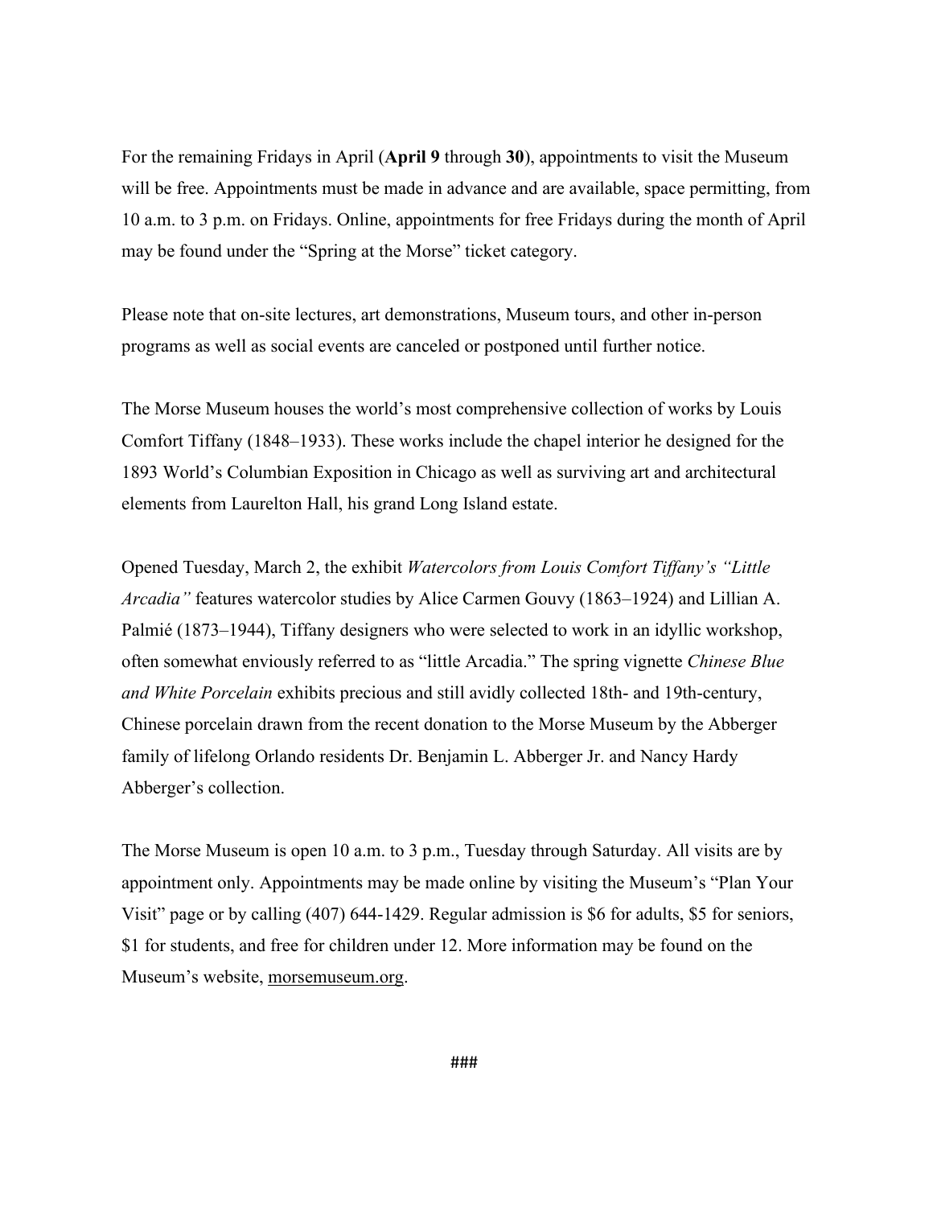For the remaining Fridays in April (**April 9** through **30**), appointments to visit the Museum will be free. Appointments must be made in advance and are available, space permitting, from 10 a.m. to 3 p.m. on Fridays. Online, appointments for free Fridays during the month of April may be found under the "Spring at the Morse" ticket category.

Please note that on-site lectures, art demonstrations, Museum tours, and other in-person programs as well as social events are canceled or postponed until further notice.

The Morse Museum houses the world's most comprehensive collection of works by Louis Comfort Tiffany (1848–1933). These works include the chapel interior he designed for the 1893 World's Columbian Exposition in Chicago as well as surviving art and architectural elements from Laurelton Hall, his grand Long Island estate.

Opened Tuesday, March 2, the exhibit *Watercolors from Louis Comfort Tiffany's "Little Arcadia"* features watercolor studies by Alice Carmen Gouvy (1863–1924) and Lillian A. Palmié (1873–1944), Tiffany designers who were selected to work in an idyllic workshop, often somewhat enviously referred to as "little Arcadia." The spring vignette *Chinese Blue and White Porcelain* exhibits precious and still avidly collected 18th- and 19th-century, Chinese porcelain drawn from the recent donation to the Morse Museum by the Abberger family of lifelong Orlando residents Dr. Benjamin L. Abberger Jr. and Nancy Hardy Abberger's collection.

The Morse Museum is open 10 a.m. to 3 p.m., Tuesday through Saturday. All visits are by appointment only. Appointments may be made online by visiting the Museum's "Plan Your Visit" page or by calling (407) 644-1429. Regular admission is $6 for adults, $5 for seniors, $1 for students, and free for children under 12. More information may be found on the Museum's website, morsemuseum.org.

###